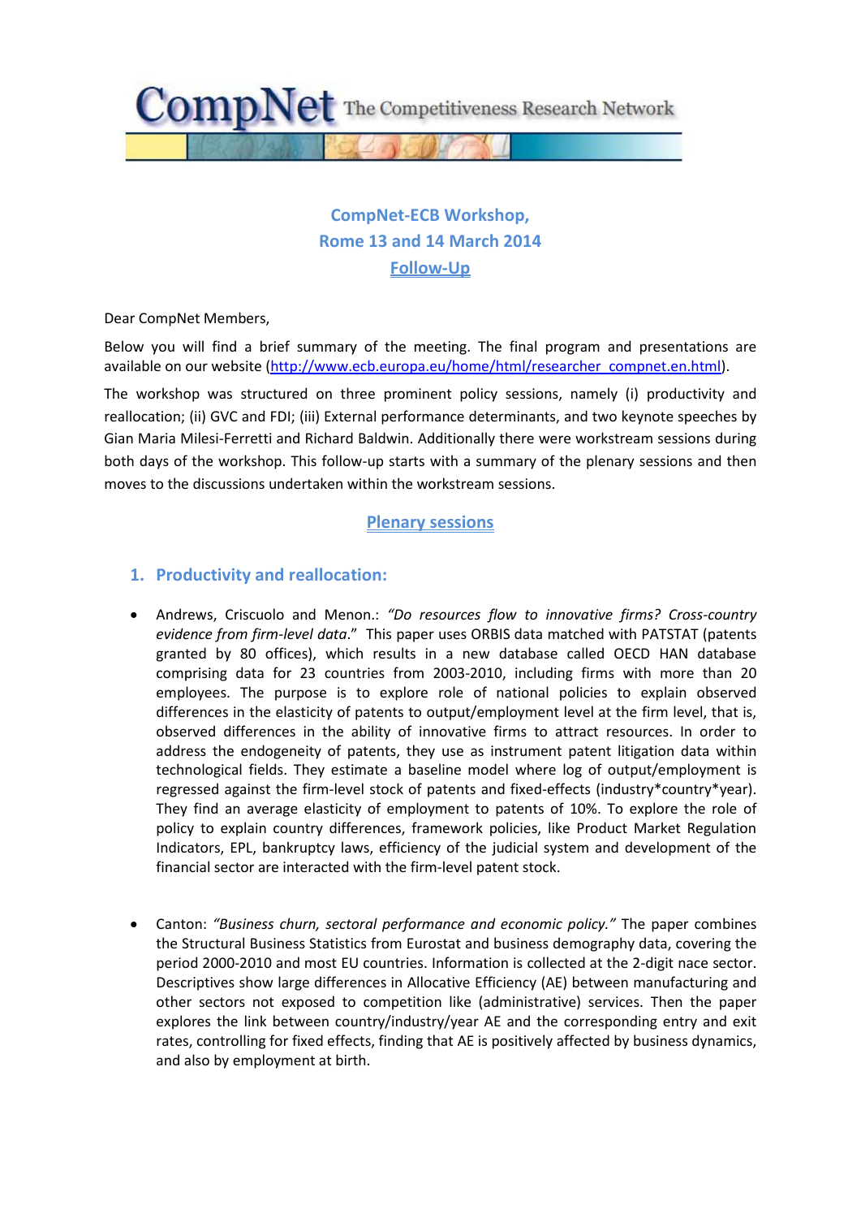**CompNet** The Competitiveness Research Network

## CompNet-ECB Workshop,
## Rome 13 and 14 March 2014
## Follow-Up

Dear CompNet Members,

Below you will find a brief summary of the meeting. The final program and presentations are available on our website (http://www.ecb.europa.eu/home/html/researcher_compnet.en.html).

The workshop was structured on three prominent policy sessions, namely (i) productivity and reallocation; (ii) GVC and FDI; (iii) External performance determinants, and two keynote speeches by Gian Maria Milesi-Ferretti and Richard Baldwin. Additionally there were workstream sessions during both days of the workshop. This follow-up starts with a summary of the plenary sessions and then moves to the discussions undertaken within the workstream sessions.

## Plenary sessions

### 1. Productivity and reallocation:

- Andrews, Criscuolo and Menon.: *"Do resources flow to innovative firms? Cross-country evidence from firm-level data*." This paper uses ORBIS data matched with PATSTAT (patents granted by 80 offices), which results in a new database called OECD HAN database comprising data for 23 countries from 2003-2010, including firms with more than 20 employees. The purpose is to explore role of national policies to explain observed differences in the elasticity of patents to output/employment level at the firm level, that is, observed differences in the ability of innovative firms to attract resources. In order to address the endogeneity of patents, they use as instrument patent litigation data within technological fields. They estimate a baseline model where log of output/employment is regressed against the firm-level stock of patents and fixed-effects (industry*country*year). They find an average elasticity of employment to patents of 10%. To explore the role of policy to explain country differences, framework policies, like Product Market Regulation Indicators, EPL, bankruptcy laws, efficiency of the judicial system and development of the financial sector are interacted with the firm-level patent stock.

- Canton: *"Business churn, sectoral performance and economic policy."* The paper combines the Structural Business Statistics from Eurostat and business demography data, covering the period 2000-2010 and most EU countries. Information is collected at the 2-digit nace sector. Descriptives show large differences in Allocative Efficiency (AE) between manufacturing and other sectors not exposed to competition like (administrative) services. Then the paper explores the link between country/industry/year AE and the corresponding entry and exit rates, controlling for fixed effects, finding that AE is positively affected by business dynamics, and also by employment at birth.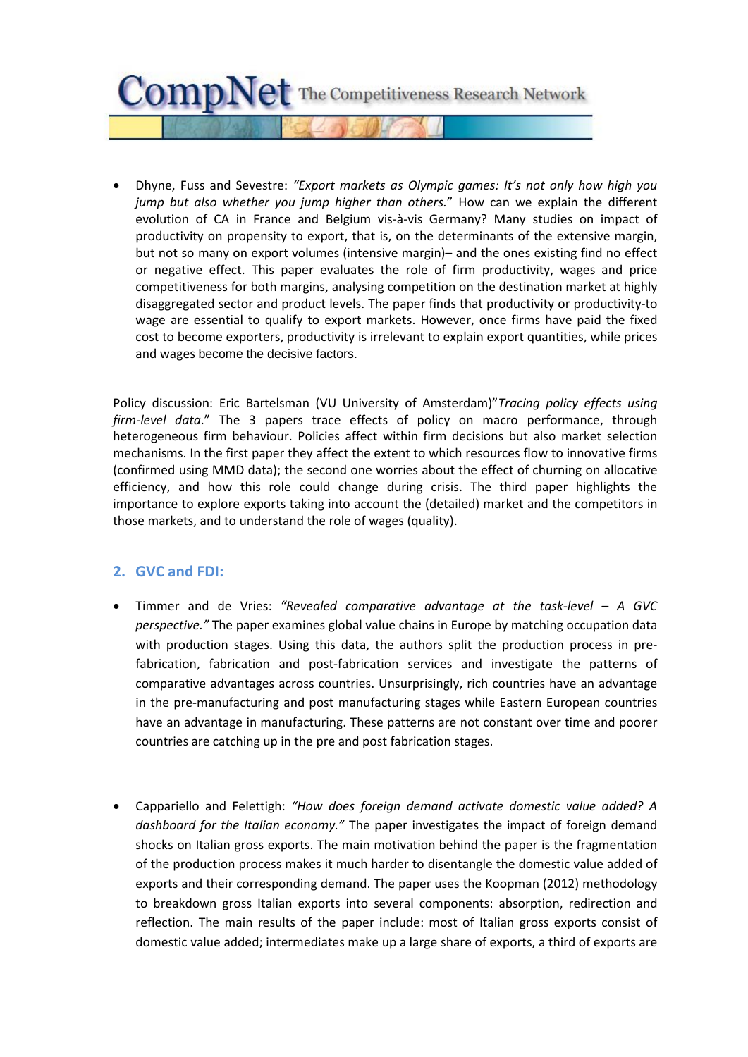- Dhyne, Fuss and Sevestre: *"Export markets as Olympic games: It's not only how high you jump but also whether you jump higher than others."* How can we explain the different evolution of CA in France and Belgium vis-à-vis Germany? Many studies on impact of productivity on propensity to export, that is, on the determinants of the extensive margin, but not so many on export volumes (intensive margin)– and the ones existing find no effect or negative effect. This paper evaluates the role of firm productivity, wages and price competitiveness for both margins, analysing competition on the destination market at highly disaggregated sector and product levels. The paper finds that productivity or productivity-to wage are essential to qualify to export markets. However, once firms have paid the fixed cost to become exporters, productivity is irrelevant to explain export quantities, while prices and wages become the decisive factors.

Policy discussion: Eric Bartelsman (VU University of Amsterdam)"*Tracing policy effects using firm-level data*." The 3 papers trace effects of policy on macro performance, through heterogeneous firm behaviour. Policies affect within firm decisions but also market selection mechanisms. In the first paper they affect the extent to which resources flow to innovative firms (confirmed using MMD data); the second one worries about the effect of churning on allocative efficiency, and how this role could change during crisis. The third paper highlights the importance to explore exports taking into account the (detailed) market and the competitors in those markets, and to understand the role of wages (quality).

## 2. GVC and FDI:

- Timmer and de Vries: *"Revealed comparative advantage at the task-level – A GVC perspective."* The paper examines global value chains in Europe by matching occupation data with production stages. Using this data, the authors split the production process in pre-fabrication, fabrication and post-fabrication services and investigate the patterns of comparative advantages across countries. Unsurprisingly, rich countries have an advantage in the pre-manufacturing and post manufacturing stages while Eastern European countries have an advantage in manufacturing. These patterns are not constant over time and poorer countries are catching up in the pre and post fabrication stages.

- Cappariello and Felettigh: *"How does foreign demand activate domestic value added? A dashboard for the Italian economy."* The paper investigates the impact of foreign demand shocks on Italian gross exports. The main motivation behind the paper is the fragmentation of the production process makes it much harder to disentangle the domestic value added of exports and their corresponding demand. The paper uses the Koopman (2012) methodology to breakdown gross Italian exports into several components: absorption, redirection and reflection. The main results of the paper include: most of Italian gross exports consist of domestic value added; intermediates make up a large share of exports, a third of exports are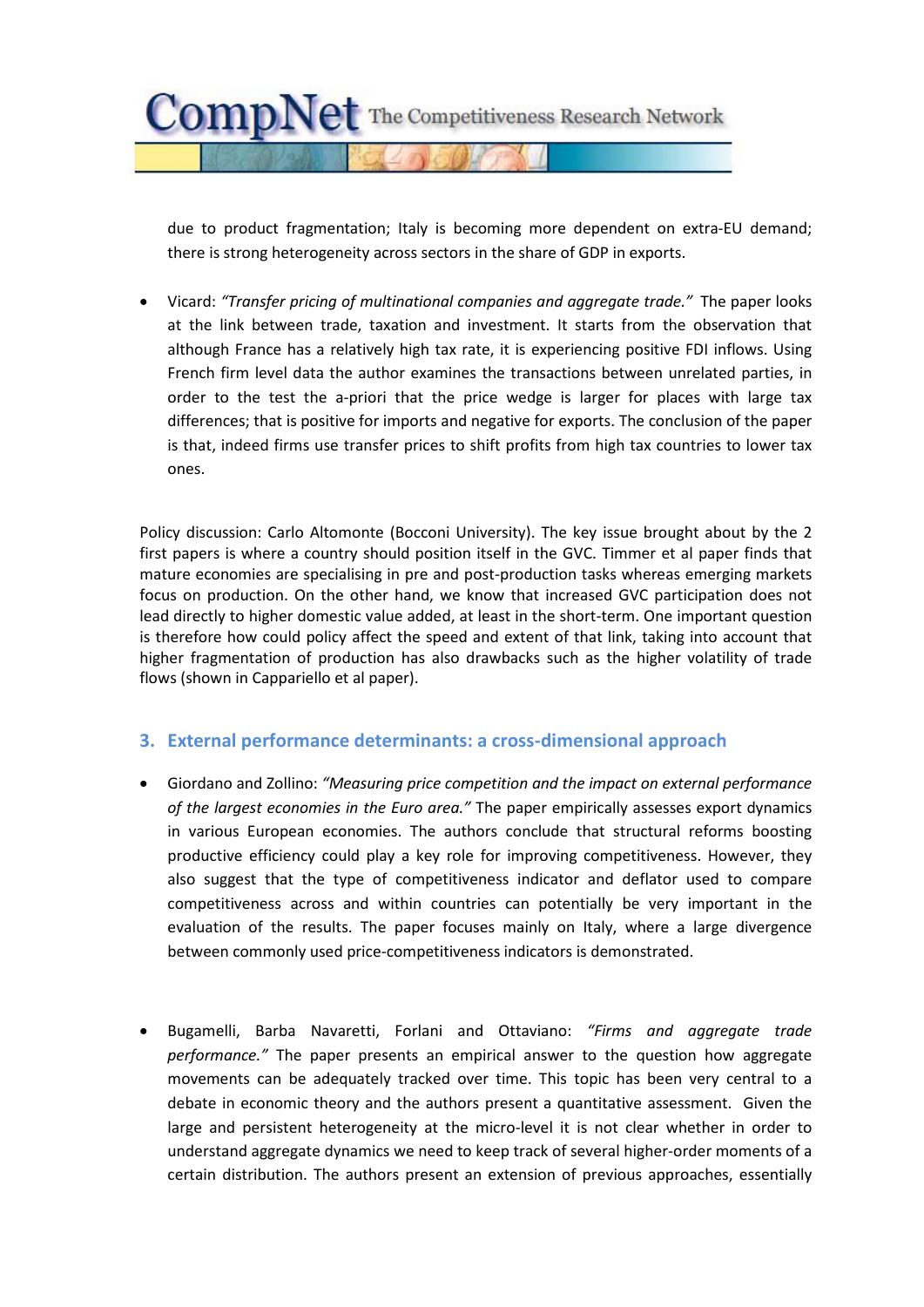due to product fragmentation; Italy is becoming more dependent on extra-EU demand; there is strong heterogeneity across sectors in the share of GDP in exports.

- Vicard: *"Transfer pricing of multinational companies and aggregate trade."* The paper looks at the link between trade, taxation and investment. It starts from the observation that although France has a relatively high tax rate, it is experiencing positive FDI inflows. Using French firm level data the author examines the transactions between unrelated parties, in order to the test the a-priori that the price wedge is larger for places with large tax differences; that is positive for imports and negative for exports. The conclusion of the paper is that, indeed firms use transfer prices to shift profits from high tax countries to lower tax ones.

Policy discussion: Carlo Altomonte (Bocconi University). The key issue brought about by the 2 first papers is where a country should position itself in the GVC. Timmer et al paper finds that mature economies are specialising in pre and post-production tasks whereas emerging markets focus on production. On the other hand, we know that increased GVC participation does not lead directly to higher domestic value added, at least in the short-term. One important question is therefore how could policy affect the speed and extent of that link, taking into account that higher fragmentation of production has also drawbacks such as the higher volatility of trade flows (shown in Cappariello et al paper).

## 3. External performance determinants: a cross-dimensional approach

- Giordano and Zollino: *"Measuring price competition and the impact on external performance of the largest economies in the Euro area."* The paper empirically assesses export dynamics in various European economies. The authors conclude that structural reforms boosting productive efficiency could play a key role for improving competitiveness. However, they also suggest that the type of competitiveness indicator and deflator used to compare competitiveness across and within countries can potentially be very important in the evaluation of the results. The paper focuses mainly on Italy, where a large divergence between commonly used price-competitiveness indicators is demonstrated.

- Bugamelli, Barba Navaretti, Forlani and Ottaviano: *"Firms and aggregate trade performance."* The paper presents an empirical answer to the question how aggregate movements can be adequately tracked over time. This topic has been very central to a debate in economic theory and the authors present a quantitative assessment. Given the large and persistent heterogeneity at the micro-level it is not clear whether in order to understand aggregate dynamics we need to keep track of several higher-order moments of a certain distribution. The authors present an extension of previous approaches, essentially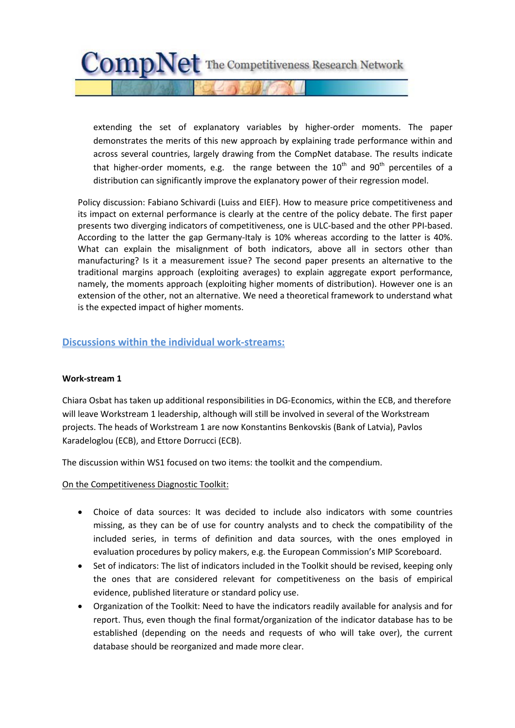extending the set of explanatory variables by higher-order moments. The paper demonstrates the merits of this new approach by explaining trade performance within and across several countries, largely drawing from the CompNet database. The results indicate that higher-order moments, e.g. the range between the 10th and 90th percentiles of a distribution can significantly improve the explanatory power of their regression model.

Policy discussion: Fabiano Schivardi (Luiss and EIEF). How to measure price competitiveness and its impact on external performance is clearly at the centre of the policy debate. The first paper presents two diverging indicators of competitiveness, one is ULC-based and the other PPI-based. According to the latter the gap Germany-Italy is 10% whereas according to the latter is 40%. What can explain the misalignment of both indicators, above all in sectors other than manufacturing? Is it a measurement issue? The second paper presents an alternative to the traditional margins approach (exploiting averages) to explain aggregate export performance, namely, the moments approach (exploiting higher moments of distribution). However one is an extension of the other, not an alternative. We need a theoretical framework to understand what is the expected impact of higher moments.

## Discussions within the individual work-streams:

### Work-stream 1

Chiara Osbat has taken up additional responsibilities in DG-Economics, within the ECB, and therefore will leave Workstream 1 leadership, although will still be involved in several of the Workstream projects. The heads of Workstream 1 are now Konstantins Benkovskis (Bank of Latvia), Pavlos Karadeloglou (ECB), and Ettore Dorrucci (ECB).

The discussion within WS1 focused on two items: the toolkit and the compendium.

On the Competitiveness Diagnostic Toolkit:

- Choice of data sources: It was decided to include also indicators with some countries missing, as they can be of use for country analysts and to check the compatibility of the included series, in terms of definition and data sources, with the ones employed in evaluation procedures by policy makers, e.g. the European Commission's MIP Scoreboard.
- Set of indicators: The list of indicators included in the Toolkit should be revised, keeping only the ones that are considered relevant for competitiveness on the basis of empirical evidence, published literature or standard policy use.
- Organization of the Toolkit: Need to have the indicators readily available for analysis and for report. Thus, even though the final format/organization of the indicator database has to be established (depending on the needs and requests of who will take over), the current database should be reorganized and made more clear.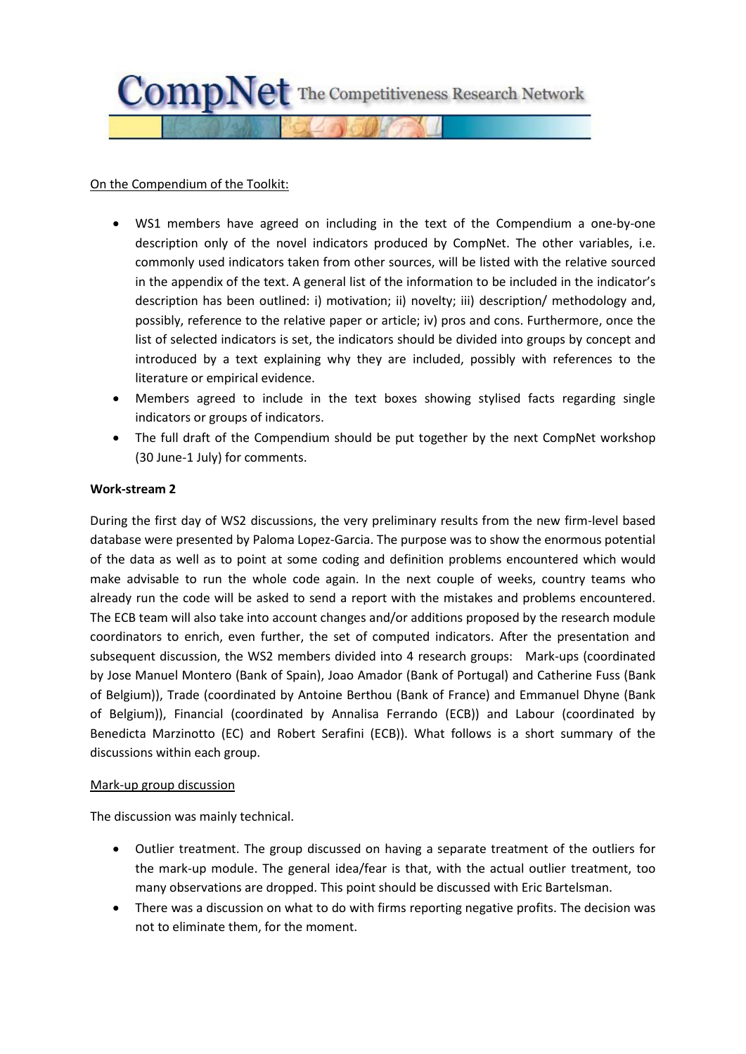On the Compendium of the Toolkit:

- WS1 members have agreed on including in the text of the Compendium a one-by-one description only of the novel indicators produced by CompNet. The other variables, i.e. commonly used indicators taken from other sources, will be listed with the relative sourced in the appendix of the text. A general list of the information to be included in the indicator's description has been outlined: i) motivation; ii) novelty; iii) description/ methodology and, possibly, reference to the relative paper or article; iv) pros and cons. Furthermore, once the list of selected indicators is set, the indicators should be divided into groups by concept and introduced by a text explaining why they are included, possibly with references to the literature or empirical evidence.
- Members agreed to include in the text boxes showing stylised facts regarding single indicators or groups of indicators.
- The full draft of the Compendium should be put together by the next CompNet workshop (30 June-1 July) for comments.

**Work-stream 2**

During the first day of WS2 discussions, the very preliminary results from the new firm-level based database were presented by Paloma Lopez-Garcia. The purpose was to show the enormous potential of the data as well as to point at some coding and definition problems encountered which would make advisable to run the whole code again. In the next couple of weeks, country teams who already run the code will be asked to send a report with the mistakes and problems encountered. The ECB team will also take into account changes and/or additions proposed by the research module coordinators to enrich, even further, the set of computed indicators. After the presentation and subsequent discussion, the WS2 members divided into 4 research groups: Mark-ups (coordinated by Jose Manuel Montero (Bank of Spain), Joao Amador (Bank of Portugal) and Catherine Fuss (Bank of Belgium)), Trade (coordinated by Antoine Berthou (Bank of France) and Emmanuel Dhyne (Bank of Belgium)), Financial (coordinated by Annalisa Ferrando (ECB)) and Labour (coordinated by Benedicta Marzinotto (EC) and Robert Serafini (ECB)). What follows is a short summary of the discussions within each group.

Mark-up group discussion

The discussion was mainly technical.

- Outlier treatment. The group discussed on having a separate treatment of the outliers for the mark-up module. The general idea/fear is that, with the actual outlier treatment, too many observations are dropped. This point should be discussed with Eric Bartelsman.
- There was a discussion on what to do with firms reporting negative profits. The decision was not to eliminate them, for the moment.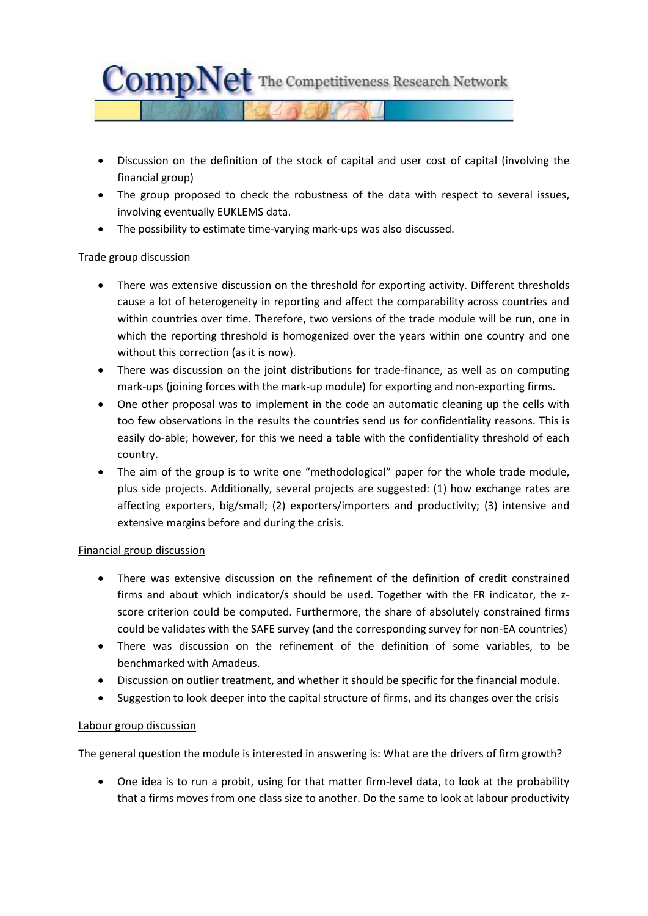- Discussion on the definition of the stock of capital and user cost of capital (involving the financial group)
- The group proposed to check the robustness of the data with respect to several issues, involving eventually EUKLEMS data.
- The possibility to estimate time-varying mark-ups was also discussed.

Trade group discussion

- There was extensive discussion on the threshold for exporting activity. Different thresholds cause a lot of heterogeneity in reporting and affect the comparability across countries and within countries over time. Therefore, two versions of the trade module will be run, one in which the reporting threshold is homogenized over the years within one country and one without this correction (as it is now).
- There was discussion on the joint distributions for trade-finance, as well as on computing mark-ups (joining forces with the mark-up module) for exporting and non-exporting firms.
- One other proposal was to implement in the code an automatic cleaning up the cells with too few observations in the results the countries send us for confidentiality reasons. This is easily do-able; however, for this we need a table with the confidentiality threshold of each country.
- The aim of the group is to write one "methodological" paper for the whole trade module, plus side projects. Additionally, several projects are suggested: (1) how exchange rates are affecting exporters, big/small; (2) exporters/importers and productivity; (3) intensive and extensive margins before and during the crisis.

Financial group discussion

- There was extensive discussion on the refinement of the definition of credit constrained firms and about which indicator/s should be used. Together with the FR indicator, the z-score criterion could be computed. Furthermore, the share of absolutely constrained firms could be validates with the SAFE survey (and the corresponding survey for non-EA countries)
- There was discussion on the refinement of the definition of some variables, to be benchmarked with Amadeus.
- Discussion on outlier treatment, and whether it should be specific for the financial module.
- Suggestion to look deeper into the capital structure of firms, and its changes over the crisis

Labour group discussion

The general question the module is interested in answering is: What are the drivers of firm growth?

- One idea is to run a probit, using for that matter firm-level data, to look at the probability that a firms moves from one class size to another. Do the same to look at labour productivity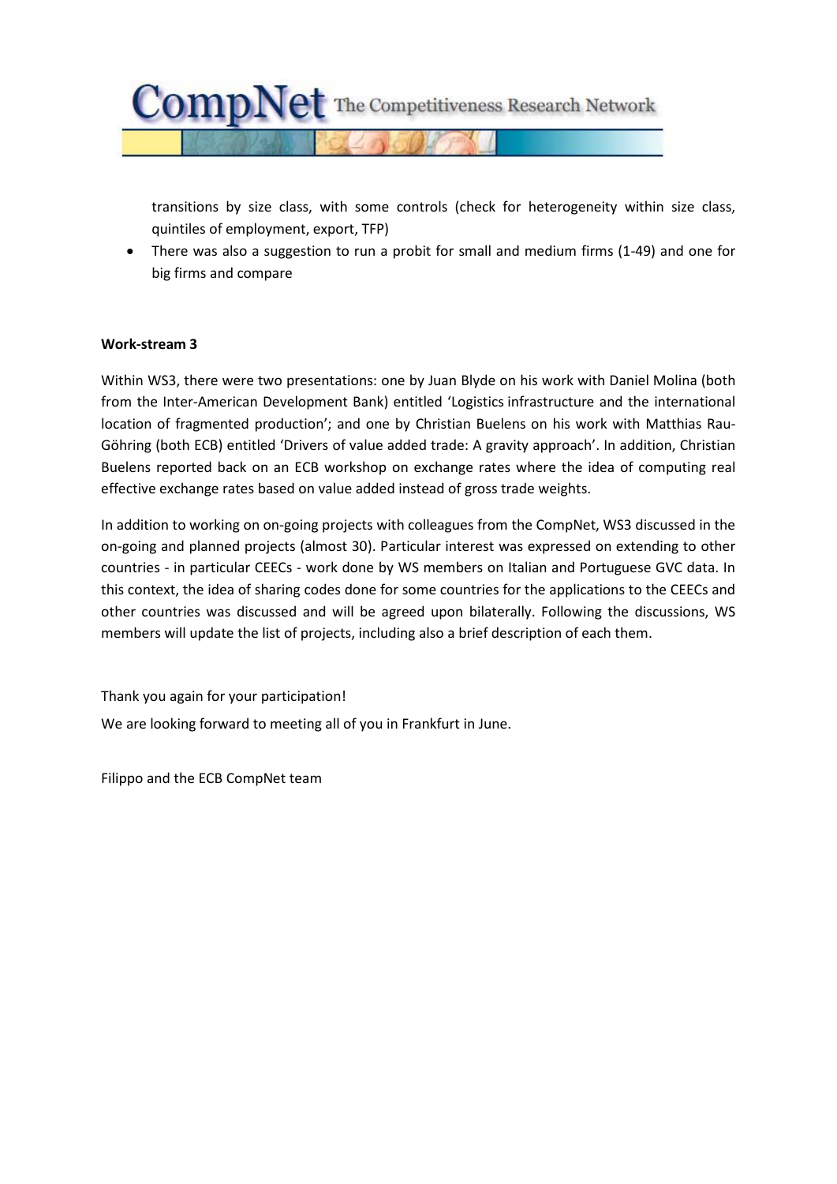transitions by size class, with some controls (check for heterogeneity within size class, quintiles of employment, export, TFP)

- There was also a suggestion to run a probit for small and medium firms (1-49) and one for big firms and compare

**Work-stream 3**

Within WS3, there were two presentations: one by Juan Blyde on his work with Daniel Molina (both from the Inter-American Development Bank) entitled 'Logistics infrastructure and the international location of fragmented production'; and one by Christian Buelens on his work with Matthias Rau-Göhring (both ECB) entitled 'Drivers of value added trade: A gravity approach'. In addition, Christian Buelens reported back on an ECB workshop on exchange rates where the idea of computing real effective exchange rates based on value added instead of gross trade weights.

In addition to working on on-going projects with colleagues from the CompNet, WS3 discussed in the on-going and planned projects (almost 30). Particular interest was expressed on extending to other countries - in particular CEECs - work done by WS members on Italian and Portuguese GVC data. In this context, the idea of sharing codes done for some countries for the applications to the CEECs and other countries was discussed and will be agreed upon bilaterally. Following the discussions, WS members will update the list of projects, including also a brief description of each them.

Thank you again for your participation!

We are looking forward to meeting all of you in Frankfurt in June.

Filippo and the ECB CompNet team